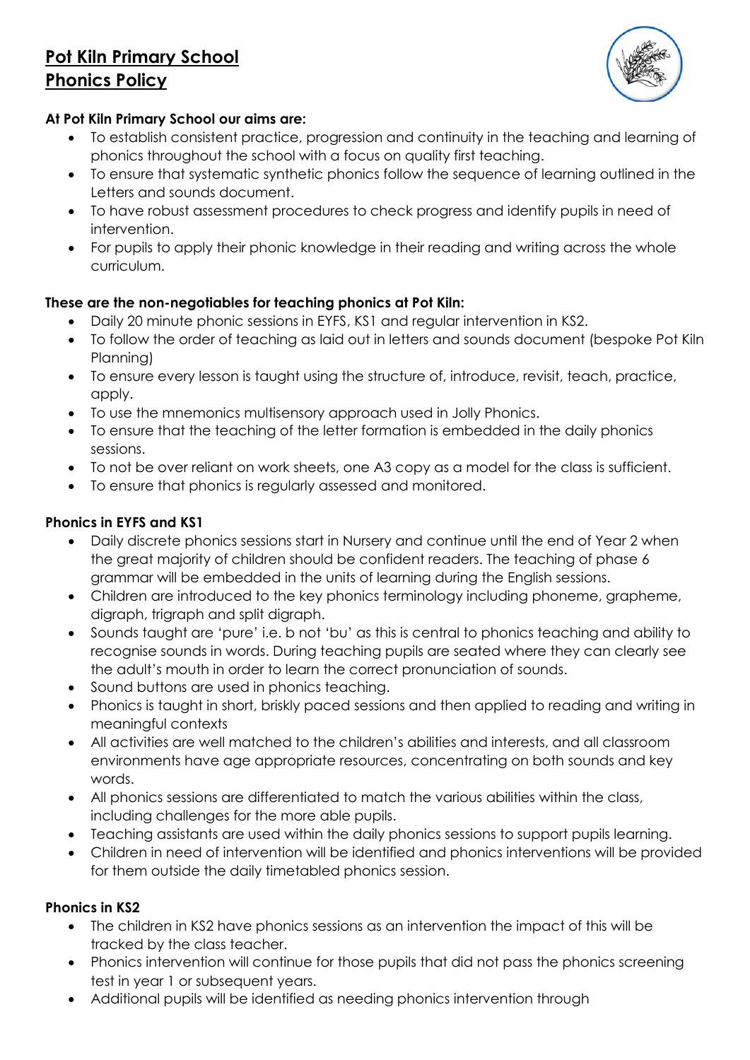# Pot Kiln Primary School
# Phonics Policy

**At Pot Kiln Primary School our aims are:**

- To establish consistent practice, progression and continuity in the teaching and learning of phonics throughout the school with a focus on quality first teaching.
- To ensure that systematic synthetic phonics follow the sequence of learning outlined in the Letters and sounds document.
- To have robust assessment procedures to check progress and identify pupils in need of intervention.
- For pupils to apply their phonic knowledge in their reading and writing across the whole curriculum.

**These are the non-negotiables for teaching phonics at Pot Kiln:**

- Daily 20 minute phonic sessions in EYFS, KS1 and regular intervention in KS2.
- To follow the order of teaching as laid out in letters and sounds document (bespoke Pot Kiln Planning)
- To ensure every lesson is taught using the structure of, introduce, revisit, teach, practice, apply.
- To use the mnemonics multisensory approach used in Jolly Phonics.
- To ensure that the teaching of the letter formation is embedded in the daily phonics sessions.
- To not be over reliant on work sheets, one A3 copy as a model for the class is sufficient.
- To ensure that phonics is regularly assessed and monitored.

**Phonics in EYFS and KS1**

- Daily discrete phonics sessions start in Nursery and continue until the end of Year 2 when the great majority of children should be confident readers. The teaching of phase 6 grammar will be embedded in the units of learning during the English sessions.
- Children are introduced to the key phonics terminology including phoneme, grapheme, digraph, trigraph and split digraph.
- Sounds taught are 'pure' i.e. b not 'bu' as this is central to phonics teaching and ability to recognise sounds in words. During teaching pupils are seated where they can clearly see the adult's mouth in order to learn the correct pronunciation of sounds.
- Sound buttons are used in phonics teaching.
- Phonics is taught in short, briskly paced sessions and then applied to reading and writing in meaningful contexts
- All activities are well matched to the children's abilities and interests, and all classroom environments have age appropriate resources, concentrating on both sounds and key words.
- All phonics sessions are differentiated to match the various abilities within the class, including challenges for the more able pupils.
- Teaching assistants are used within the daily phonics sessions to support pupils learning.
- Children in need of intervention will be identified and phonics interventions will be provided for them outside the daily timetabled phonics session.

**Phonics in KS2**

- The children in KS2 have phonics sessions as an intervention the impact of this will be tracked by the class teacher.
- Phonics intervention will continue for those pupils that did not pass the phonics screening test in year 1 or subsequent years.
- Additional pupils will be identified as needing phonics intervention through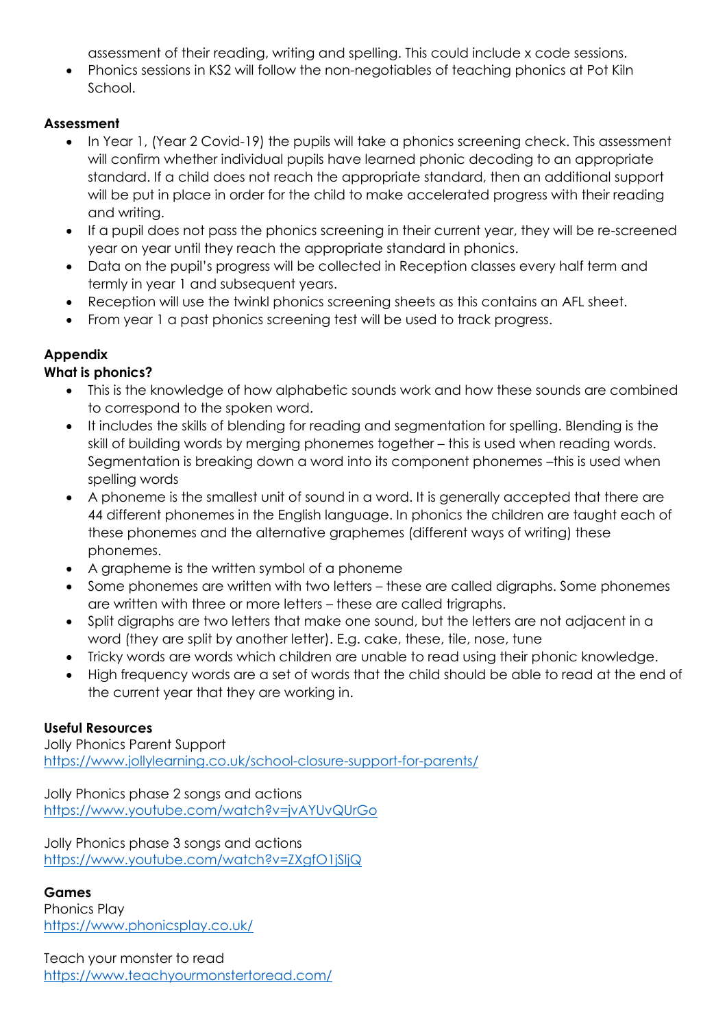assessment of their reading, writing and spelling. This could include x code sessions.
- Phonics sessions in KS2 will follow the non-negotiables of teaching phonics at Pot Kiln School.

**Assessment**

- In Year 1, (Year 2 Covid-19) the pupils will take a phonics screening check. This assessment will confirm whether individual pupils have learned phonic decoding to an appropriate standard. If a child does not reach the appropriate standard, then an additional support will be put in place in order for the child to make accelerated progress with their reading and writing.
- If a pupil does not pass the phonics screening in their current year, they will be re-screened year on year until they reach the appropriate standard in phonics.
- Data on the pupil's progress will be collected in Reception classes every half term and termly in year 1 and subsequent years.
- Reception will use the twinkl phonics screening sheets as this contains an AFL sheet.
- From year 1 a past phonics screening test will be used to track progress.

**Appendix**

**What is phonics?**

- This is the knowledge of how alphabetic sounds work and how these sounds are combined to correspond to the spoken word.
- It includes the skills of blending for reading and segmentation for spelling. Blending is the skill of building words by merging phonemes together – this is used when reading words. Segmentation is breaking down a word into its component phonemes –this is used when spelling words
- A phoneme is the smallest unit of sound in a word. It is generally accepted that there are 44 different phonemes in the English language. In phonics the children are taught each of these phonemes and the alternative graphemes (different ways of writing) these phonemes.
- A grapheme is the written symbol of a phoneme
- Some phonemes are written with two letters – these are called digraphs. Some phonemes are written with three or more letters – these are called trigraphs.
- Split digraphs are two letters that make one sound, but the letters are not adjacent in a word (they are split by another letter). E.g. cake, these, tile, nose, tune
- Tricky words are words which children are unable to read using their phonic knowledge.
- High frequency words are a set of words that the child should be able to read at the end of the current year that they are working in.

**Useful Resources**

Jolly Phonics Parent Support
https://www.jollylearning.co.uk/school-closure-support-for-parents/

Jolly Phonics phase 2 songs and actions
https://www.youtube.com/watch?v=jvAYUvQUrGo

Jolly Phonics phase 3 songs and actions
https://www.youtube.com/watch?v=ZXgfO1jSljQ

**Games**

Phonics Play
https://www.phonicsplay.co.uk/

Teach your monster to read
https://www.teachyourmonstertoread.com/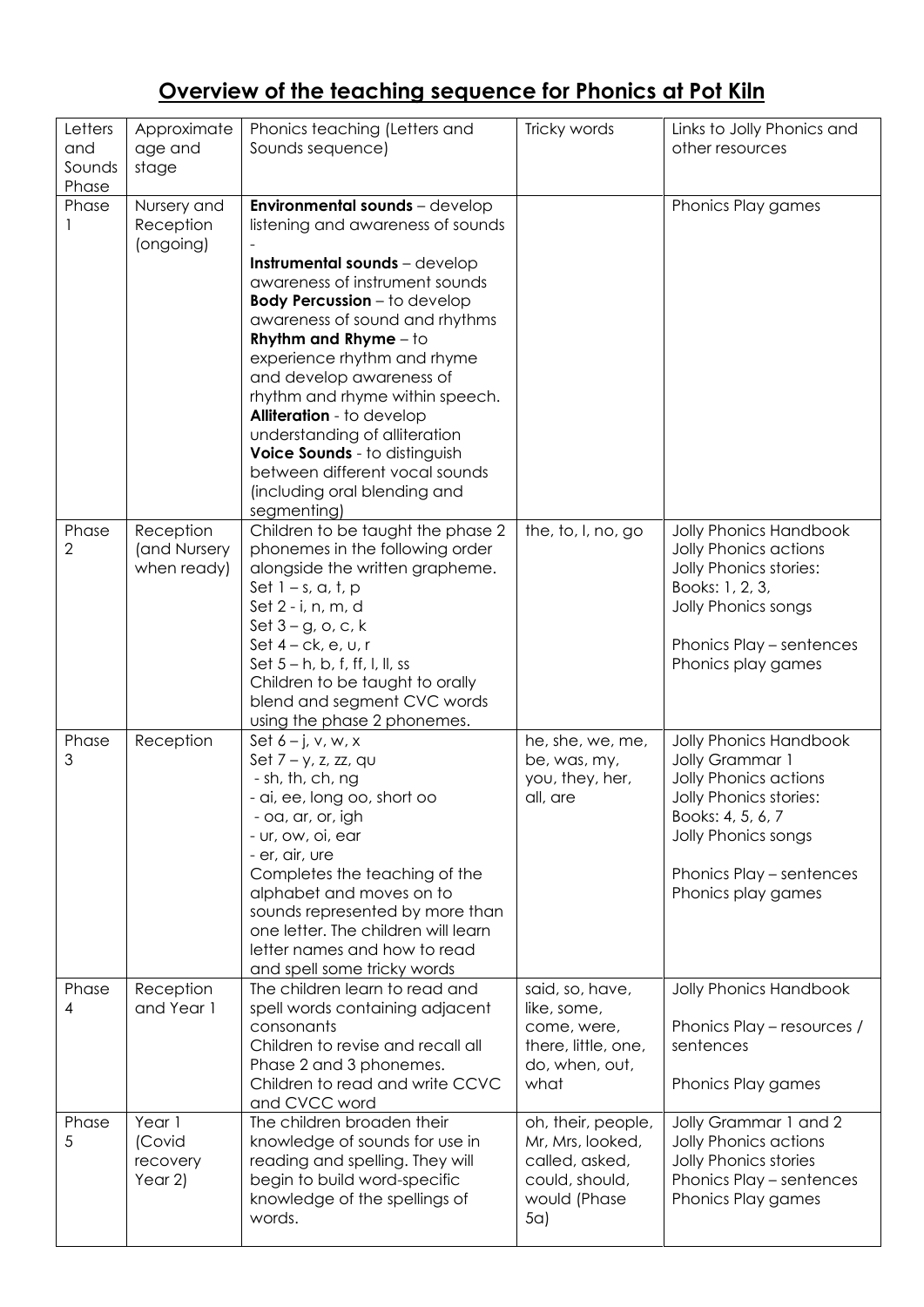# **Overview of the teaching sequence for Phonics at Pot Kiln**

| Letters and Sounds Phase | Approximate age and stage | Phonics teaching (Letters and Sounds sequence) | Tricky words | Links to Jolly Phonics and other resources |
|---|---|---|---|---|
| Phase 1 | Nursery and Reception (ongoing) | **Environmental sounds** – develop listening and awareness of sounds -<br>**Instrumental sounds** – develop awareness of instrument sounds<br>**Body Percussion** – to develop awareness of sound and rhythms<br>**Rhythm and Rhyme** – to experience rhythm and rhyme and develop awareness of rhythm and rhyme within speech.<br>**Alliteration** - to develop understanding of alliteration<br>**Voice Sounds** - to distinguish between different vocal sounds (including oral blending and segmenting) | | Phonics Play games |
| Phase 2 | Reception (and Nursery when ready) | Children to be taught the phase 2 phonemes in the following order alongside the written grapheme.<br>Set 1 – s, a, t, p<br>Set 2 - i, n, m, d<br>Set 3 – g, o, c, k<br>Set 4 – ck, e, u, r<br>Set 5 – h, b, f, ff, l, ll, ss<br>Children to be taught to orally blend and segment CVC words using the phase 2 phonemes. | the, to, I, no, go | Jolly Phonics Handbook<br>Jolly Phonics actions<br>Jolly Phonics stories: Books: 1, 2, 3,<br>Jolly Phonics songs<br><br>Phonics Play – sentences<br>Phonics play games |
| Phase 3 | Reception | Set 6 – j, v, w, x<br>Set 7 – y, z, zz, qu<br>- sh, th, ch, ng<br>- ai, ee, long oo, short oo<br>- oa, ar, or, igh<br>- ur, ow, oi, ear<br>- er, air, ure<br>Completes the teaching of the alphabet and moves on to sounds represented by more than one letter. The children will learn letter names and how to read and spell some tricky words | he, she, we, me, be, was, my, you, they, her, all, are | Jolly Phonics Handbook<br>Jolly Grammar 1<br>Jolly Phonics actions<br>Jolly Phonics stories: Books: 4, 5, 6, 7<br>Jolly Phonics songs<br><br>Phonics Play – sentences<br>Phonics play games |
| Phase 4 | Reception and Year 1 | The children learn to read and spell words containing adjacent consonants<br>Children to revise and recall all Phase 2 and 3 phonemes.<br>Children to read and write CCVC and CVCC word | said, so, have, like, some, come, were, there, little, one, do, when, out, what | Jolly Phonics Handbook<br><br>Phonics Play – resources / sentences<br><br>Phonics Play games |
| Phase 5 | Year 1 (Covid recovery Year 2) | The children broaden their knowledge of sounds for use in reading and spelling. They will begin to build word-specific knowledge of the spellings of words. | oh, their, people, Mr, Mrs, looked, called, asked, could, should, would (Phase 5a) | Jolly Grammar 1 and 2<br>Jolly Phonics actions<br>Jolly Phonics stories<br>Phonics Play – sentences<br>Phonics Play games |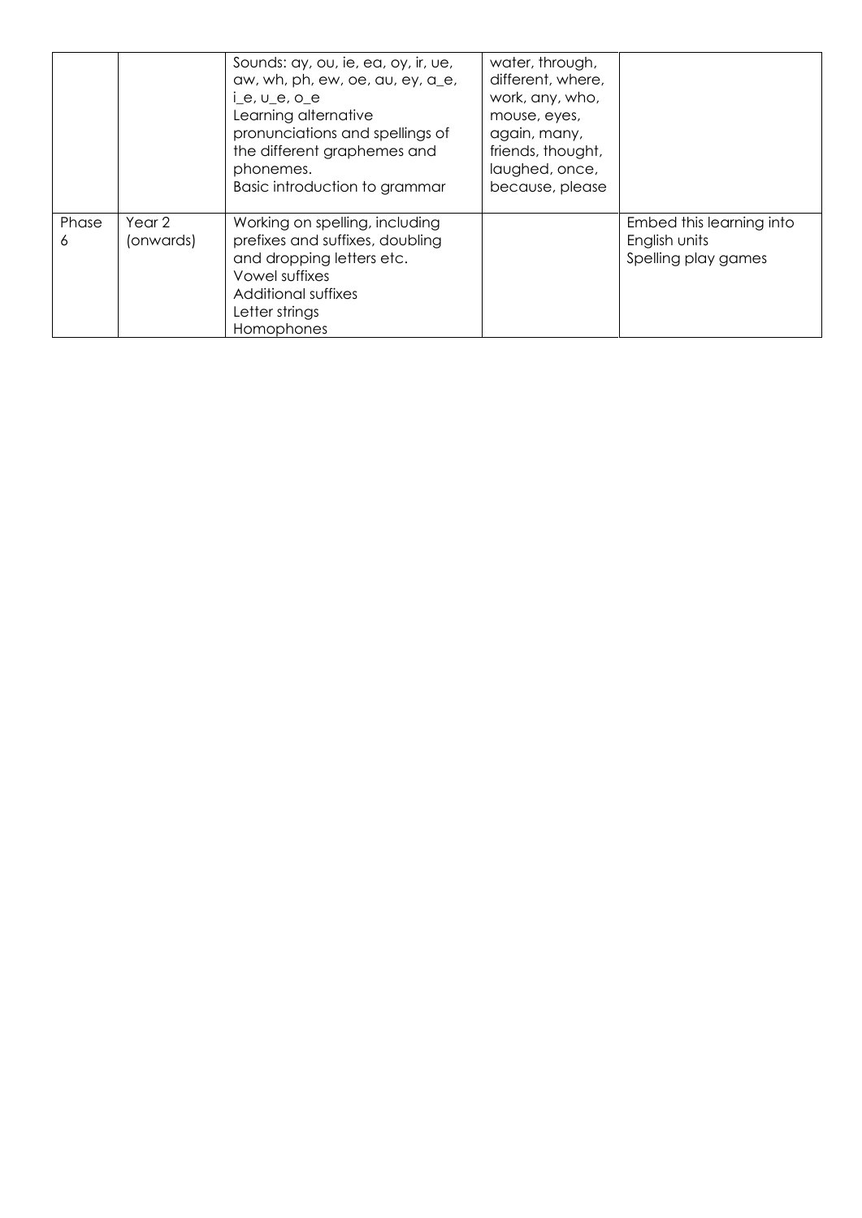| | | | | |
|---|---|---|---|---|
| | | Sounds: ay, ou, ie, ea, oy, ir, ue, aw, wh, ph, ew, oe, au, ey, a_e, i_e, u_e, o_e<br>Learning alternative pronunciations and spellings of the different graphemes and phonemes.<br>Basic introduction to grammar | water, through, different, where, work, any, who, mouse, eyes, again, many, friends, thought, laughed, once, because, please | |
| Phase 6 | Year 2 (onwards) | Working on spelling, including prefixes and suffixes, doubling and dropping letters etc.<br>Vowel suffixes<br>Additional suffixes<br>Letter strings<br>Homophones | | Embed this learning into English units<br>Spelling play games |